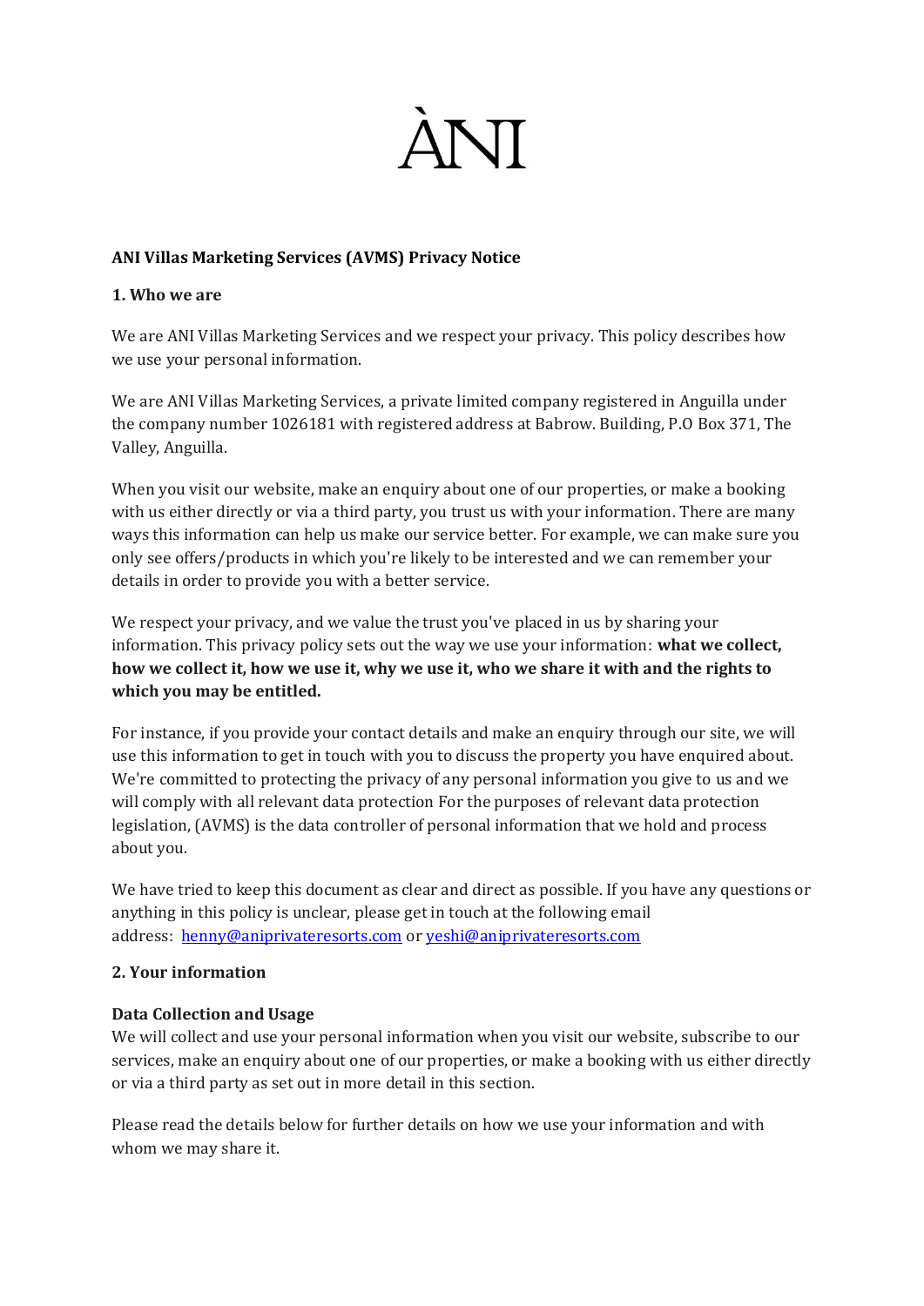# ÀNI

**ANI Villas Marketing Services (AVMS) Privacy Notice**

**1. Who we are**

We are ANI Villas Marketing Services and we respect your privacy. This policy describes how we use your personal information.

We are ANI Villas Marketing Services, a private limited company registered in Anguilla under the company number 1026181 with registered address at Babrow. Building, P.O Box 371, The Valley, Anguilla.

When you visit our website, make an enquiry about one of our properties, or make a booking with us either directly or via a third party, you trust us with your information. There are many ways this information can help us make our service better. For example, we can make sure you only see offers/products in which you're likely to be interested and we can remember your details in order to provide you with a better service.

We respect your privacy, and we value the trust you've placed in us by sharing your information. This privacy policy sets out the way we use your information: **what we collect, how we collect it, how we use it, why we use it, who we share it with and the rights to which you may be entitled.**

For instance, if you provide your contact details and make an enquiry through our site, we will use this information to get in touch with you to discuss the property you have enquired about. We're committed to protecting the privacy of any personal information you give to us and we will comply with all relevant data protection For the purposes of relevant data protection legislation, (AVMS) is the data controller of personal information that we hold and process about you.

We have tried to keep this document as clear and direct as possible. If you have any questions or anything in this policy is unclear, please get in touch at the following email address: [henny@aniprivateresorts.com](mailto:henny@aniprivateresorts.com) or [yeshi@aniprivateresorts.com](mailto:yeshi@aniprivateresorts.com)

**2. Your information**

**Data Collection and Usage**
We will collect and use your personal information when you visit our website, subscribe to our services, make an enquiry about one of our properties, or make a booking with us either directly or via a third party as set out in more detail in this section.

Please read the details below for further details on how we use your information and with whom we may share it.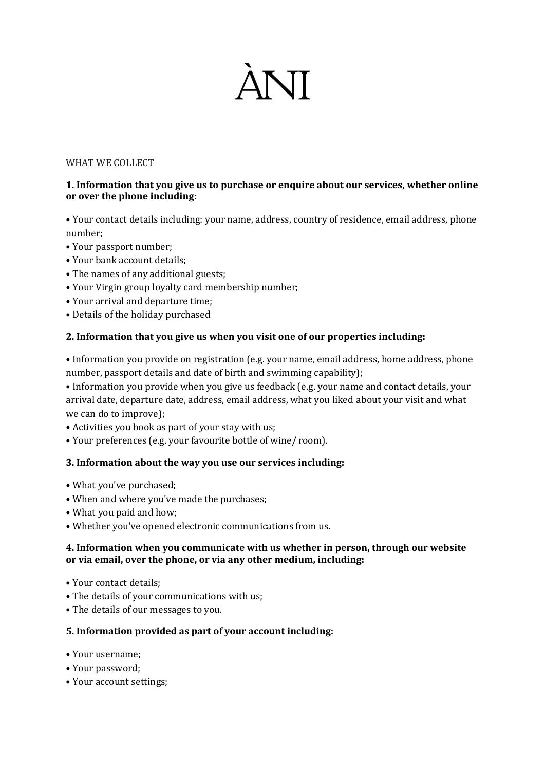# ÀNI

WHAT WE COLLECT

**1. Information that you give us to purchase or enquire about our services, whether online or over the phone including:**

• Your contact details including: your name, address, country of residence, email address, phone number;
• Your passport number;
• Your bank account details;
• The names of any additional guests;
• Your Virgin group loyalty card membership number;
• Your arrival and departure time;
• Details of the holiday purchased

**2. Information that you give us when you visit one of our properties including:**

• Information you provide on registration (e.g. your name, email address, home address, phone number, passport details and date of birth and swimming capability);
• Information you provide when you give us feedback (e.g. your name and contact details, your arrival date, departure date, address, email address, what you liked about your visit and what we can do to improve);
• Activities you book as part of your stay with us;
• Your preferences (e.g. your favourite bottle of wine/ room).

**3. Information about the way you use our services including:**

• What you've purchased;
• When and where you've made the purchases;
• What you paid and how;
• Whether you've opened electronic communications from us.

**4. Information when you communicate with us whether in person, through our website or via email, over the phone, or via any other medium, including:**

• Your contact details;
• The details of your communications with us;
• The details of our messages to you.

**5. Information provided as part of your account including:**

• Your username;
• Your password;
• Your account settings;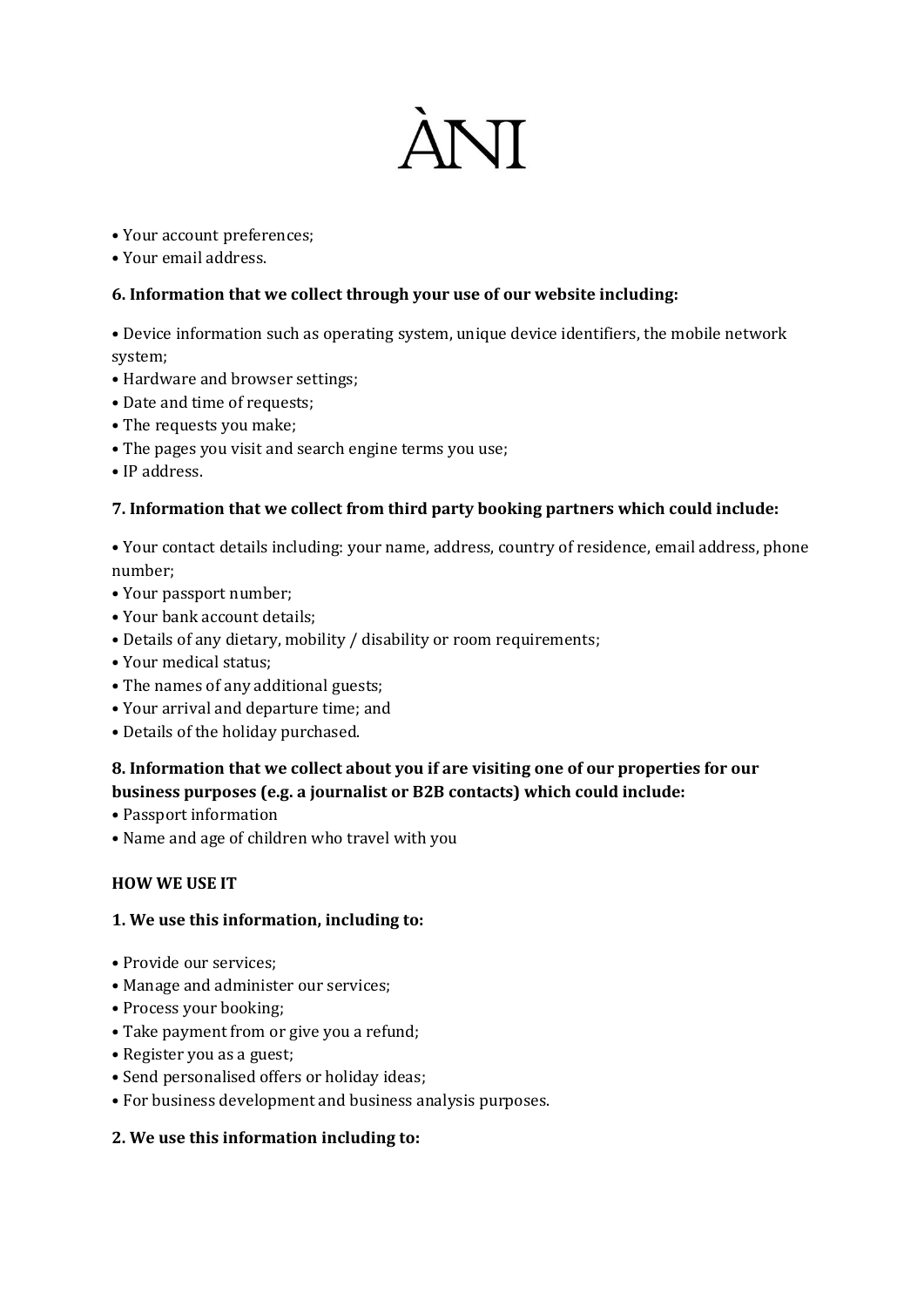- Your account preferences;
- Your email address.

**6. Information that we collect through your use of our website including:**

- Device information such as operating system, unique device identifiers, the mobile network system;
- Hardware and browser settings;
- Date and time of requests;
- The requests you make;
- The pages you visit and search engine terms you use;
- IP address.

**7. Information that we collect from third party booking partners which could include:**

- Your contact details including: your name, address, country of residence, email address, phone number;
- Your passport number;
- Your bank account details;
- Details of any dietary, mobility / disability or room requirements;
- Your medical status;
- The names of any additional guests;
- Your arrival and departure time; and
- Details of the holiday purchased.

**8. Information that we collect about you if are visiting one of our properties for our business purposes (e.g. a journalist or B2B contacts) which could include:**

- Passport information
- Name and age of children who travel with you

**HOW WE USE IT**

**1. We use this information, including to:**

- Provide our services;
- Manage and administer our services;
- Process your booking;
- Take payment from or give you a refund;
- Register you as a guest;
- Send personalised offers or holiday ideas;
- For business development and business analysis purposes.

**2. We use this information including to:**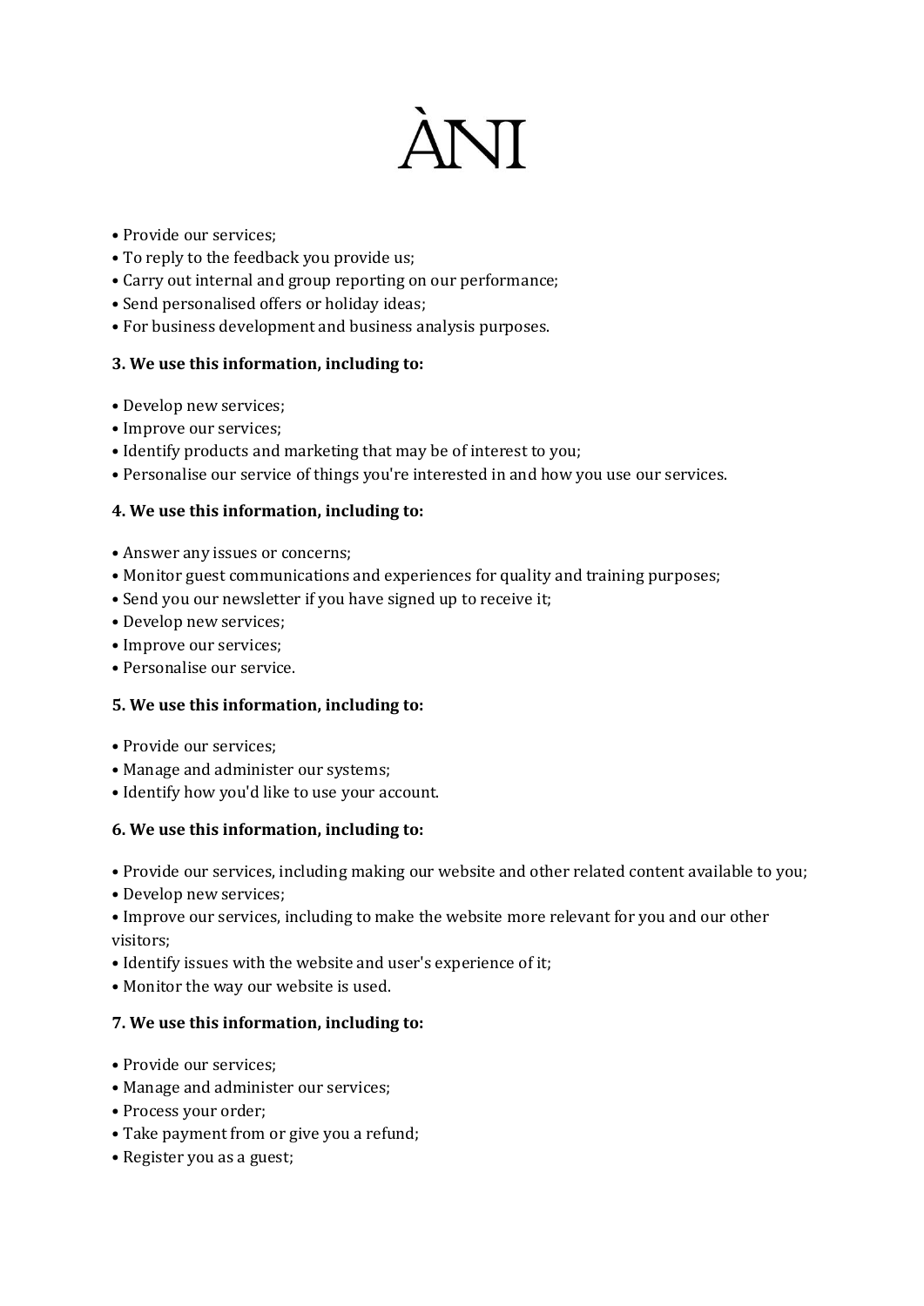# ÀNI

- Provide our services;
- To reply to the feedback you provide us;
- Carry out internal and group reporting on our performance;
- Send personalised offers or holiday ideas;
- For business development and business analysis purposes.

**3. We use this information, including to:**

- Develop new services;
- Improve our services;
- Identify products and marketing that may be of interest to you;
- Personalise our service of things you're interested in and how you use our services.

**4. We use this information, including to:**

- Answer any issues or concerns;
- Monitor guest communications and experiences for quality and training purposes;
- Send you our newsletter if you have signed up to receive it;
- Develop new services;
- Improve our services;
- Personalise our service.

**5. We use this information, including to:**

- Provide our services;
- Manage and administer our systems;
- Identify how you'd like to use your account.

**6. We use this information, including to:**

- Provide our services, including making our website and other related content available to you;
- Develop new services;
- Improve our services, including to make the website more relevant for you and our other visitors;
- Identify issues with the website and user's experience of it;
- Monitor the way our website is used.

**7. We use this information, including to:**

- Provide our services;
- Manage and administer our services;
- Process your order;
- Take payment from or give you a refund;
- Register you as a guest;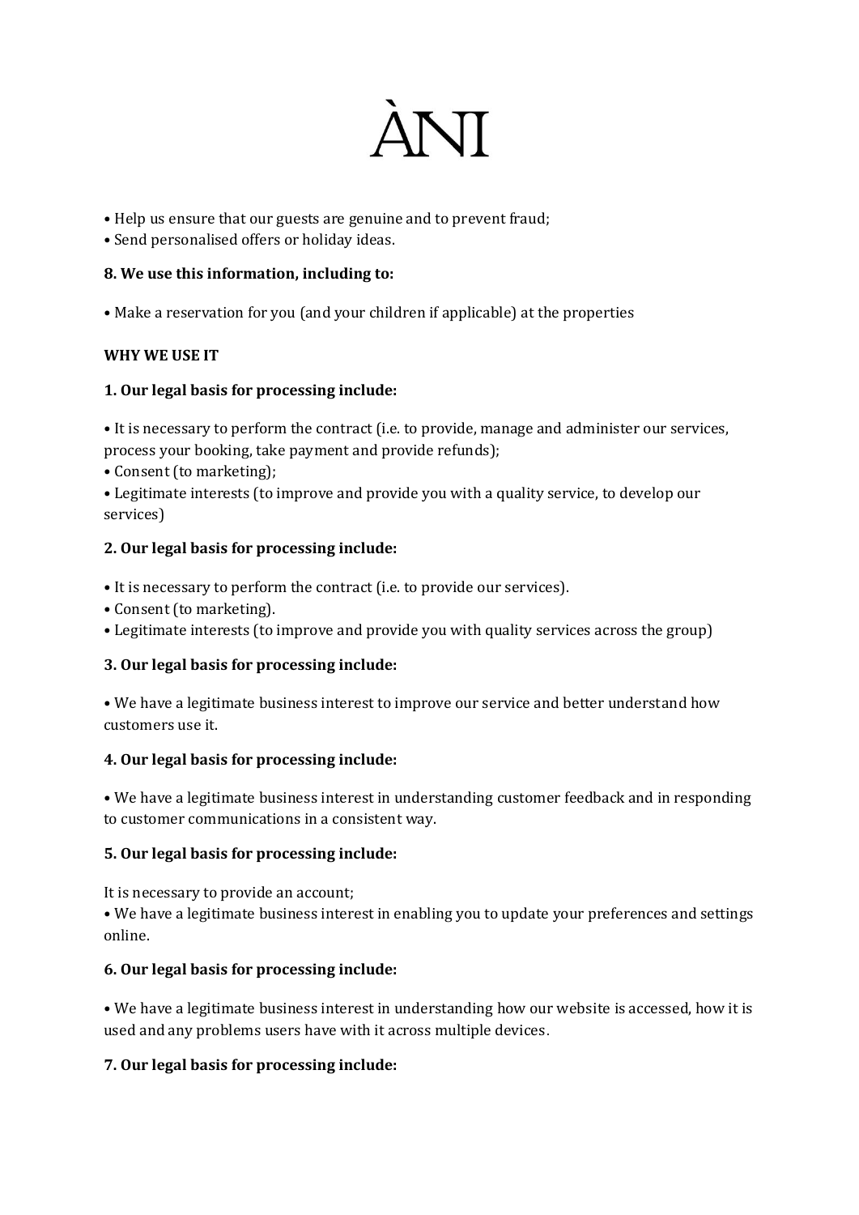• Help us ensure that our guests are genuine and to prevent fraud;
• Send personalised offers or holiday ideas.

**8. We use this information, including to:**

• Make a reservation for you (and your children if applicable) at the properties

**WHY WE USE IT**

**1. Our legal basis for processing include:**

• It is necessary to perform the contract (i.e. to provide, manage and administer our services, process your booking, take payment and provide refunds);
• Consent (to marketing);
• Legitimate interests (to improve and provide you with a quality service, to develop our services)

**2. Our legal basis for processing include:**

• It is necessary to perform the contract (i.e. to provide our services).
• Consent (to marketing).
• Legitimate interests (to improve and provide you with quality services across the group)

**3. Our legal basis for processing include:**

• We have a legitimate business interest to improve our service and better understand how customers use it.

**4. Our legal basis for processing include:**

• We have a legitimate business interest in understanding customer feedback and in responding to customer communications in a consistent way.

**5. Our legal basis for processing include:**

It is necessary to provide an account;
• We have a legitimate business interest in enabling you to update your preferences and settings online.

**6. Our legal basis for processing include:**

• We have a legitimate business interest in understanding how our website is accessed, how it is used and any problems users have with it across multiple devices.

**7. Our legal basis for processing include:**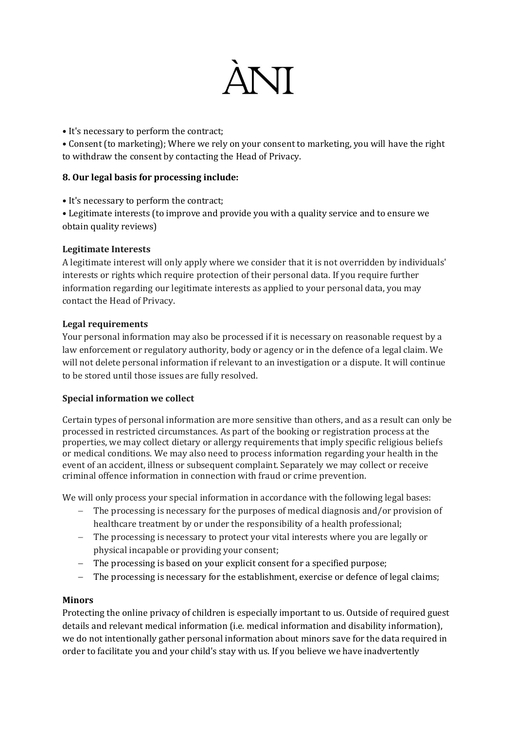• It's necessary to perform the contract;

• Consent (to marketing); Where we rely on your consent to marketing, you will have the right to withdraw the consent by contacting the Head of Privacy.

**8. Our legal basis for processing include:**

• It's necessary to perform the contract;

• Legitimate interests (to improve and provide you with a quality service and to ensure we obtain quality reviews)

**Legitimate Interests**

A legitimate interest will only apply where we consider that it is not overridden by individuals' interests or rights which require protection of their personal data. If you require further information regarding our legitimate interests as applied to your personal data, you may contact the Head of Privacy.

**Legal requirements**

Your personal information may also be processed if it is necessary on reasonable request by a law enforcement or regulatory authority, body or agency or in the defence of a legal claim. We will not delete personal information if relevant to an investigation or a dispute. It will continue to be stored until those issues are fully resolved.

**Special information we collect**

Certain types of personal information are more sensitive than others, and as a result can only be processed in restricted circumstances. As part of the booking or registration process at the properties, we may collect dietary or allergy requirements that imply specific religious beliefs or medical conditions. We may also need to process information regarding your health in the event of an accident, illness or subsequent complaint. Separately we may collect or receive criminal offence information in connection with fraud or crime prevention.

We will only process your special information in accordance with the following legal bases:

- The processing is necessary for the purposes of medical diagnosis and/or provision of healthcare treatment by or under the responsibility of a health professional;
- The processing is necessary to protect your vital interests where you are legally or physical incapable or providing your consent;
- The processing is based on your explicit consent for a specified purpose;
- The processing is necessary for the establishment, exercise or defence of legal claims;

**Minors**

Protecting the online privacy of children is especially important to us. Outside of required guest details and relevant medical information (i.e. medical information and disability information), we do not intentionally gather personal information about minors save for the data required in order to facilitate you and your child's stay with us. If you believe we have inadvertently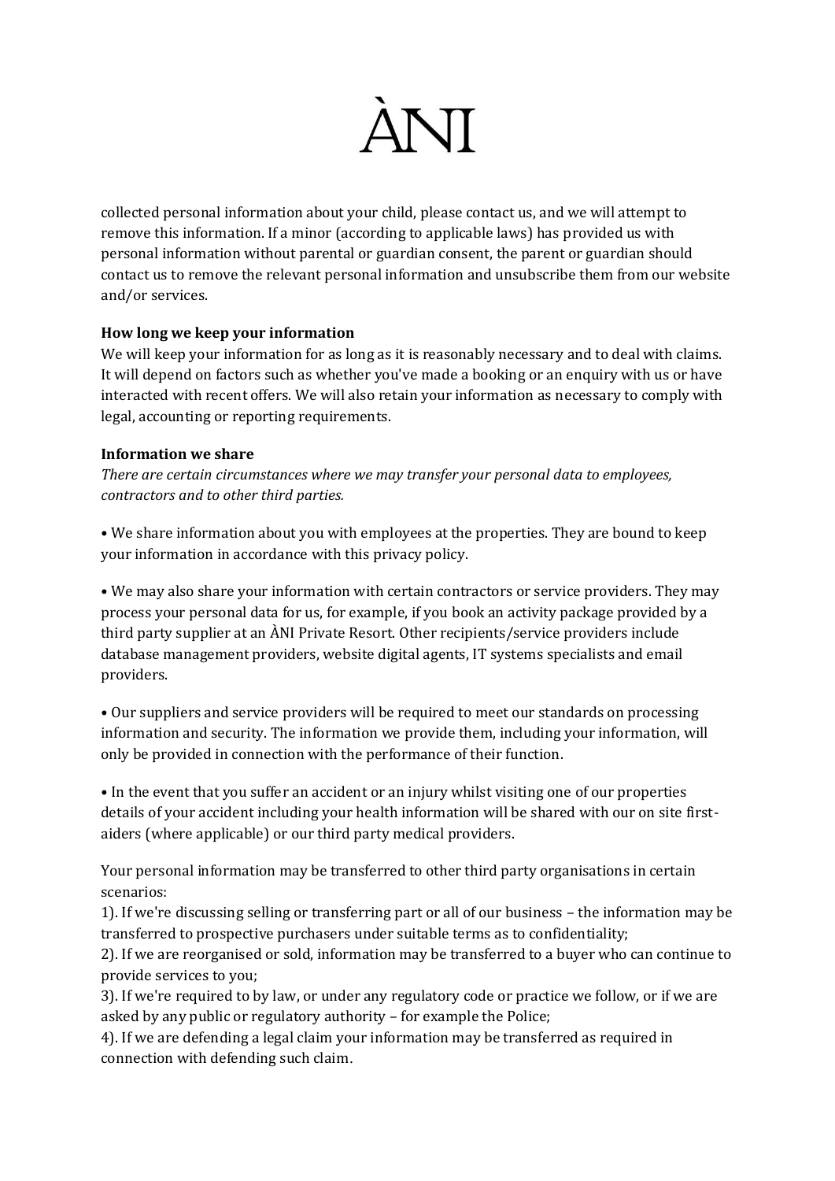collected personal information about your child, please contact us, and we will attempt to remove this information. If a minor (according to applicable laws) has provided us with personal information without parental or guardian consent, the parent or guardian should contact us to remove the relevant personal information and unsubscribe them from our website and/or services.

**How long we keep your information**

We will keep your information for as long as it is reasonably necessary and to deal with claims. It will depend on factors such as whether you've made a booking or an enquiry with us or have interacted with recent offers. We will also retain your information as necessary to comply with legal, accounting or reporting requirements.

**Information we share**

*There are certain circumstances where we may transfer your personal data to employees, contractors and to other third parties.*

• We share information about you with employees at the properties. They are bound to keep your information in accordance with this privacy policy.

• We may also share your information with certain contractors or service providers. They may process your personal data for us, for example, if you book an activity package provided by a third party supplier at an ÀNI Private Resort. Other recipients/service providers include database management providers, website digital agents, IT systems specialists and email providers.

• Our suppliers and service providers will be required to meet our standards on processing information and security. The information we provide them, including your information, will only be provided in connection with the performance of their function.

• In the event that you suffer an accident or an injury whilst visiting one of our properties details of your accident including your health information will be shared with our on site first-aiders (where applicable) or our third party medical providers.

Your personal information may be transferred to other third party organisations in certain scenarios:

1). If we're discussing selling or transferring part or all of our business – the information may be transferred to prospective purchasers under suitable terms as to confidentiality;

2). If we are reorganised or sold, information may be transferred to a buyer who can continue to provide services to you;

3). If we're required to by law, or under any regulatory code or practice we follow, or if we are asked by any public or regulatory authority – for example the Police;

4). If we are defending a legal claim your information may be transferred as required in connection with defending such claim.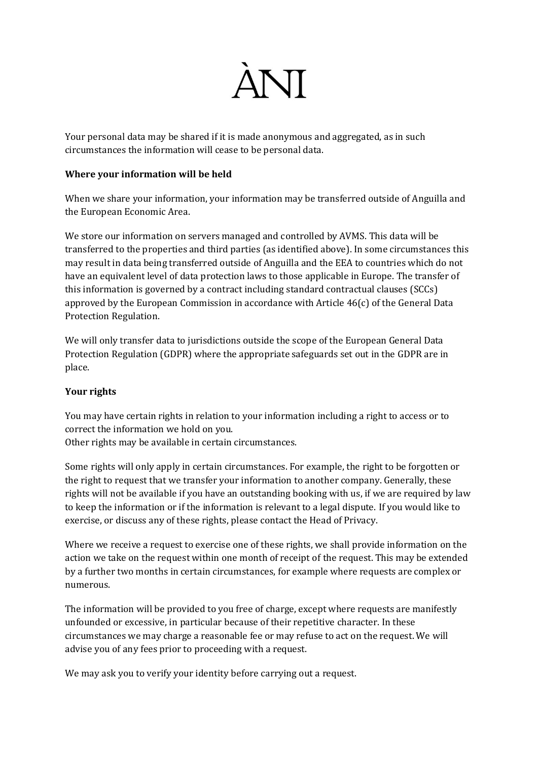Your personal data may be shared if it is made anonymous and aggregated, as in such circumstances the information will cease to be personal data.

**Where your information will be held**

When we share your information, your information may be transferred outside of Anguilla and the European Economic Area.

We store our information on servers managed and controlled by AVMS. This data will be transferred to the properties and third parties (as identified above). In some circumstances this may result in data being transferred outside of Anguilla and the EEA to countries which do not have an equivalent level of data protection laws to those applicable in Europe. The transfer of this information is governed by a contract including standard contractual clauses (SCCs) approved by the European Commission in accordance with Article 46(c) of the General Data Protection Regulation.

We will only transfer data to jurisdictions outside the scope of the European General Data Protection Regulation (GDPR) where the appropriate safeguards set out in the GDPR are in place.

**Your rights**

You may have certain rights in relation to your information including a right to access or to correct the information we hold on you.
Other rights may be available in certain circumstances.

Some rights will only apply in certain circumstances. For example, the right to be forgotten or the right to request that we transfer your information to another company. Generally, these rights will not be available if you have an outstanding booking with us, if we are required by law to keep the information or if the information is relevant to a legal dispute. If you would like to exercise, or discuss any of these rights, please contact the Head of Privacy.

Where we receive a request to exercise one of these rights, we shall provide information on the action we take on the request within one month of receipt of the request. This may be extended by a further two months in certain circumstances, for example where requests are complex or numerous.

The information will be provided to you free of charge, except where requests are manifestly unfounded or excessive, in particular because of their repetitive character. In these circumstances we may charge a reasonable fee or may refuse to act on the request. We will advise you of any fees prior to proceeding with a request.

We may ask you to verify your identity before carrying out a request.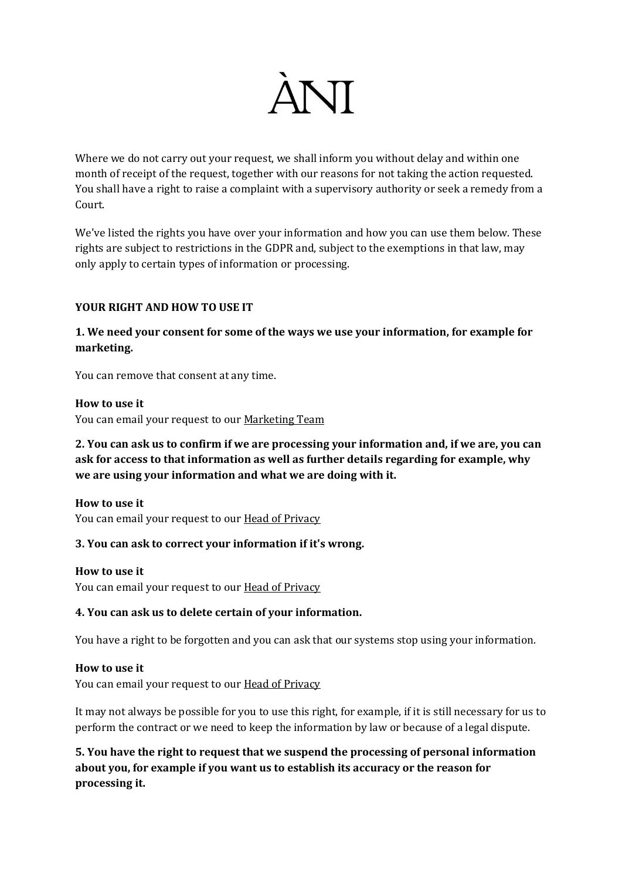Where we do not carry out your request, we shall inform you without delay and within one month of receipt of the request, together with our reasons for not taking the action requested. You shall have a right to raise a complaint with a supervisory authority or seek a remedy from a Court.

We've listed the rights you have over your information and how you can use them below. These rights are subject to restrictions in the GDPR and, subject to the exemptions in that law, may only apply to certain types of information or processing.

**YOUR RIGHT AND HOW TO USE IT**

**1. We need your consent for some of the ways we use your information, for example for marketing.**

You can remove that consent at any time.

**How to use it**
You can email your request to our Marketing Team

**2. You can ask us to confirm if we are processing your information and, if we are, you can ask for access to that information as well as further details regarding for example, why we are using your information and what we are doing with it.**

**How to use it**
You can email your request to our Head of Privacy

**3. You can ask to correct your information if it's wrong.**

**How to use it**
You can email your request to our Head of Privacy

**4. You can ask us to delete certain of your information.**

You have a right to be forgotten and you can ask that our systems stop using your information.

**How to use it**
You can email your request to our Head of Privacy

It may not always be possible for you to use this right, for example, if it is still necessary for us to perform the contract or we need to keep the information by law or because of a legal dispute.

**5. You have the right to request that we suspend the processing of personal information about you, for example if you want us to establish its accuracy or the reason for processing it.**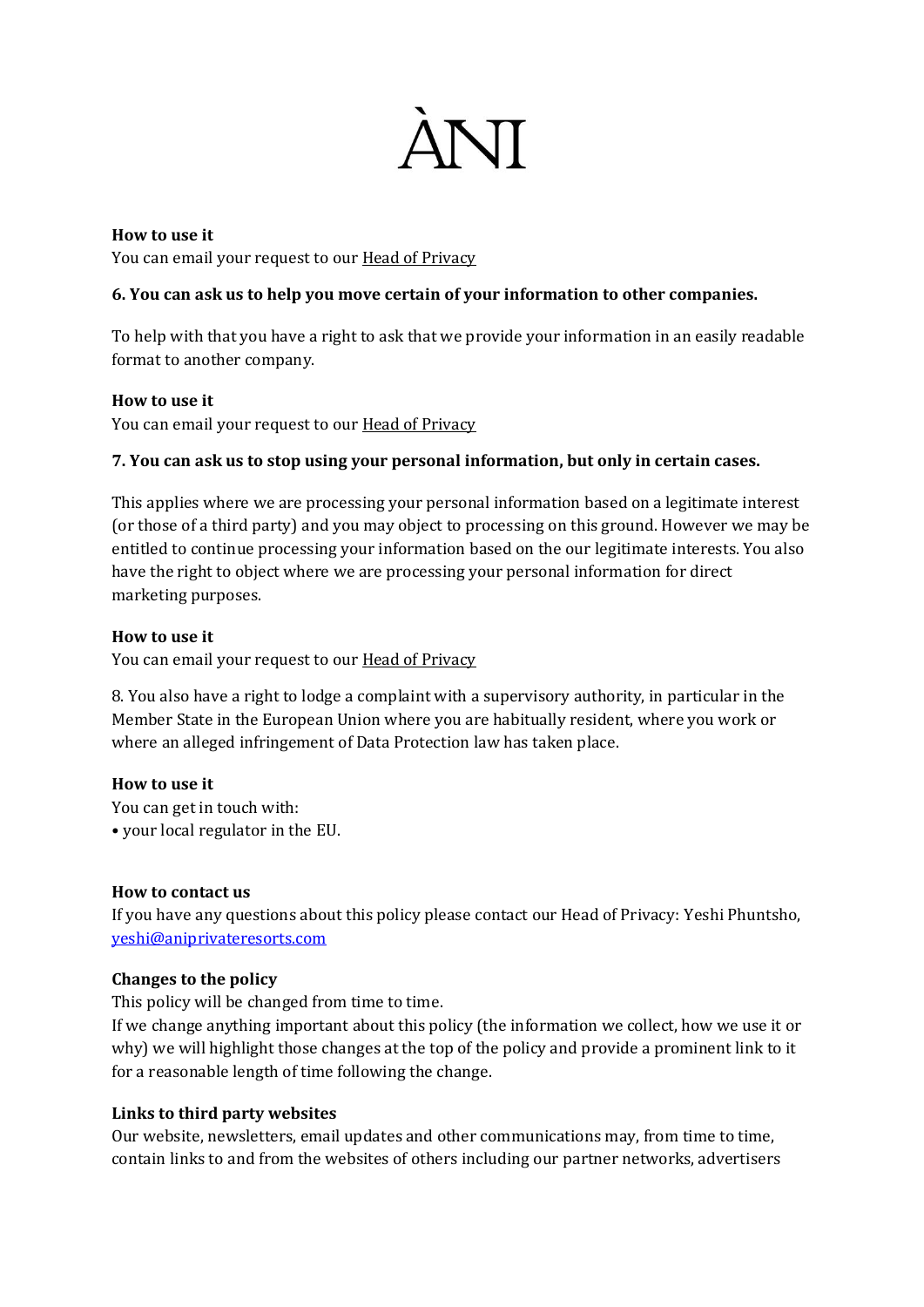**How to use it**
You can email your request to our Head of Privacy

**6. You can ask us to help you move certain of your information to other companies.**

To help with that you have a right to ask that we provide your information in an easily readable format to another company.

**How to use it**
You can email your request to our Head of Privacy

**7. You can ask us to stop using your personal information, but only in certain cases.**

This applies where we are processing your personal information based on a legitimate interest (or those of a third party) and you may object to processing on this ground. However we may be entitled to continue processing your information based on the our legitimate interests. You also have the right to object where we are processing your personal information for direct marketing purposes.

**How to use it**
You can email your request to our Head of Privacy

8. You also have a right to lodge a complaint with a supervisory authority, in particular in the Member State in the European Union where you are habitually resident, where you work or where an alleged infringement of Data Protection law has taken place.

**How to use it**
You can get in touch with:
• your local regulator in the EU.

**How to contact us**
If you have any questions about this policy please contact our Head of Privacy: Yeshi Phuntsho, yeshi@aniprivateresorts.com

**Changes to the policy**
This policy will be changed from time to time.
If we change anything important about this policy (the information we collect, how we use it or why) we will highlight those changes at the top of the policy and provide a prominent link to it for a reasonable length of time following the change.

**Links to third party websites**
Our website, newsletters, email updates and other communications may, from time to time, contain links to and from the websites of others including our partner networks, advertisers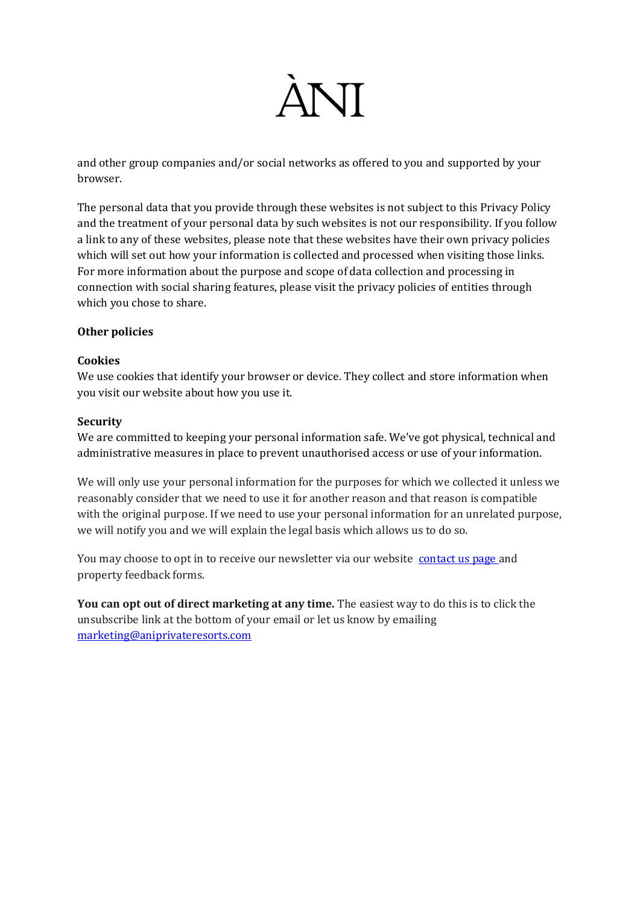and other group companies and/or social networks as offered to you and supported by your browser.

The personal data that you provide through these websites is not subject to this Privacy Policy and the treatment of your personal data by such websites is not our responsibility. If you follow a link to any of these websites, please note that these websites have their own privacy policies which will set out how your information is collected and processed when visiting those links. For more information about the purpose and scope of data collection and processing in connection with social sharing features, please visit the privacy policies of entities through which you chose to share.

**Other policies**

**Cookies**
We use cookies that identify your browser or device. They collect and store information when you visit our website about how you use it.

**Security**
We are committed to keeping your personal information safe. We've got physical, technical and administrative measures in place to prevent unauthorised access or use of your information.

We will only use your personal information for the purposes for which we collected it unless we reasonably consider that we need to use it for another reason and that reason is compatible with the original purpose. If we need to use your personal information for an unrelated purpose, we will notify you and we will explain the legal basis which allows us to do so.

You may choose to opt in to receive our newsletter via our website contact us page and property feedback forms.

**You can opt out of direct marketing at any time.** The easiest way to do this is to click the unsubscribe link at the bottom of your email or let us know by emailing marketing@aniprivateresorts.com